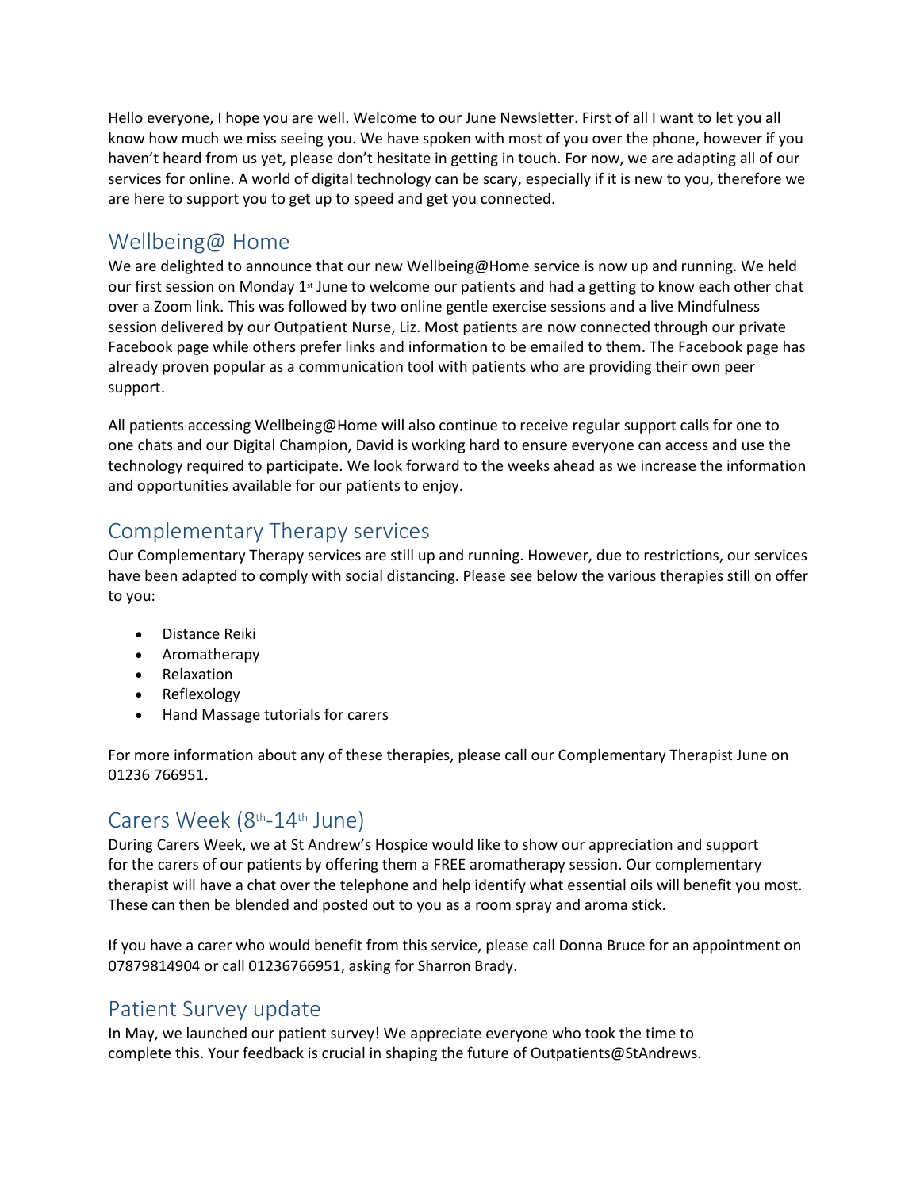Hello everyone, I hope you are well. Welcome to our June Newsletter. First of all I want to let you all know how much we miss seeing you. We have spoken with most of you over the phone, however if you haven't heard from us yet, please don't hesitate in getting in touch. For now, we are adapting all of our services for online. A world of digital technology can be scary, especially if it is new to you, therefore we are here to support you to get up to speed and get you connected.

## Wellbeing@ Home

We are delighted to announce that our new Wellbeing@Home service is now up and running. We held our first session on Monday 1st June to welcome our patients and had a getting to know each other chat over a Zoom link. This was followed by two online gentle exercise sessions and a live Mindfulness session delivered by our Outpatient Nurse, Liz. Most patients are now connected through our private Facebook page while others prefer links and information to be emailed to them. The Facebook page has already proven popular as a communication tool with patients who are providing their own peer support.

All patients accessing Wellbeing@Home will also continue to receive regular support calls for one to one chats and our Digital Champion, David is working hard to ensure everyone can access and use the technology required to participate. We look forward to the weeks ahead as we increase the information and opportunities available for our patients to enjoy.

## Complementary Therapy services

Our Complementary Therapy services are still up and running. However, due to restrictions, our services have been adapted to comply with social distancing. Please see below the various therapies still on offer to you:

- Distance Reiki
- Aromatherapy
- Relaxation
- Reflexology
- Hand Massage tutorials for carers

For more information about any of these therapies, please call our Complementary Therapist June on 01236 766951.

## Carers Week (8th-14th June)

During Carers Week, we at St Andrew's Hospice would like to show our appreciation and support for the carers of our patients by offering them a FREE aromatherapy session. Our complementary therapist will have a chat over the telephone and help identify what essential oils will benefit you most. These can then be blended and posted out to you as a room spray and aroma stick.

If you have a carer who would benefit from this service, please call Donna Bruce for an appointment on 07879814904 or call 01236766951, asking for Sharron Brady.

## Patient Survey update

In May, we launched our patient survey! We appreciate everyone who took the time to complete this. Your feedback is crucial in shaping the future of Outpatients@StAndrews.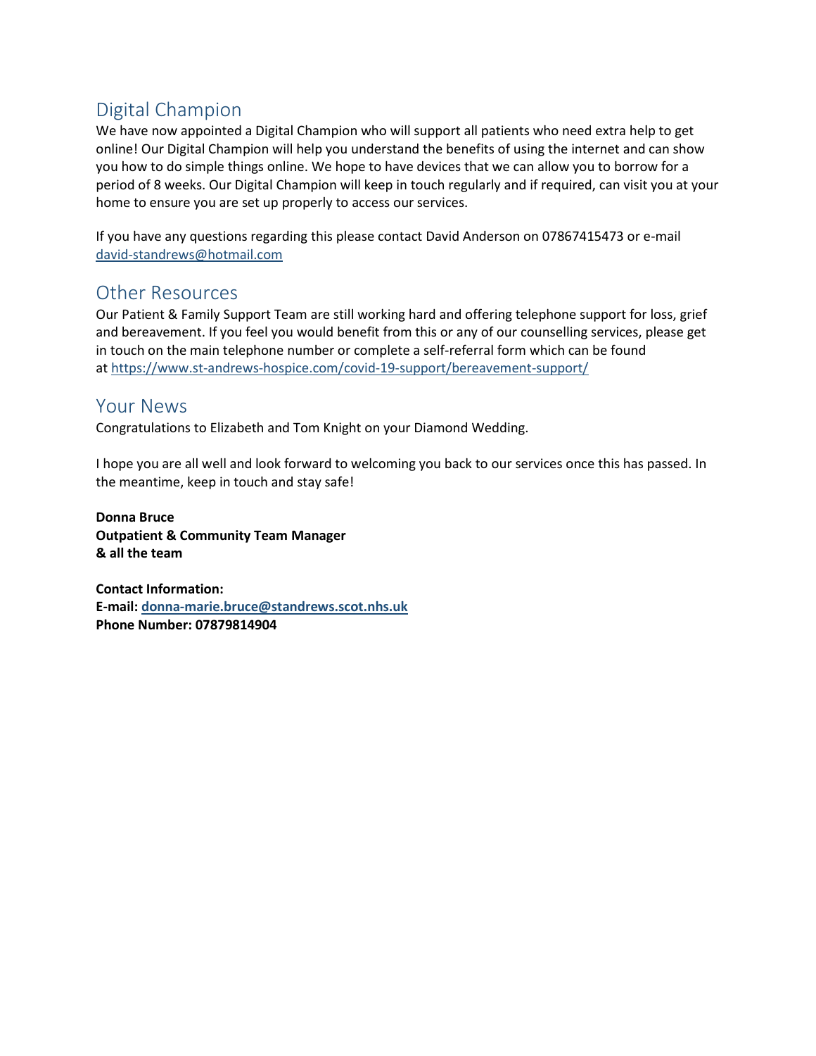## Digital Champion

We have now appointed a Digital Champion who will support all patients who need extra help to get online! Our Digital Champion will help you understand the benefits of using the internet and can show you how to do simple things online. We hope to have devices that we can allow you to borrow for a period of 8 weeks. Our Digital Champion will keep in touch regularly and if required, can visit you at your home to ensure you are set up properly to access our services.

If you have any questions regarding this please contact David Anderson on 07867415473 or e-mail david-standrews@hotmail.com

## Other Resources

Our Patient & Family Support Team are still working hard and offering telephone support for loss, grief and bereavement. If you feel you would benefit from this or any of our counselling services, please get in touch on the main telephone number or complete a self-referral form which can be found at https://www.st-andrews-hospice.com/covid-19-support/bereavement-support/

## Your News

Congratulations to Elizabeth and Tom Knight on your Diamond Wedding.

I hope you are all well and look forward to welcoming you back to our services once this has passed. In the meantime, keep in touch and stay safe!

**Donna Bruce**
**Outpatient & Community Team Manager**
**& all the team**

**Contact Information:**
**E-mail: donna-marie.bruce@standrews.scot.nhs.uk**
**Phone Number: 07879814904**